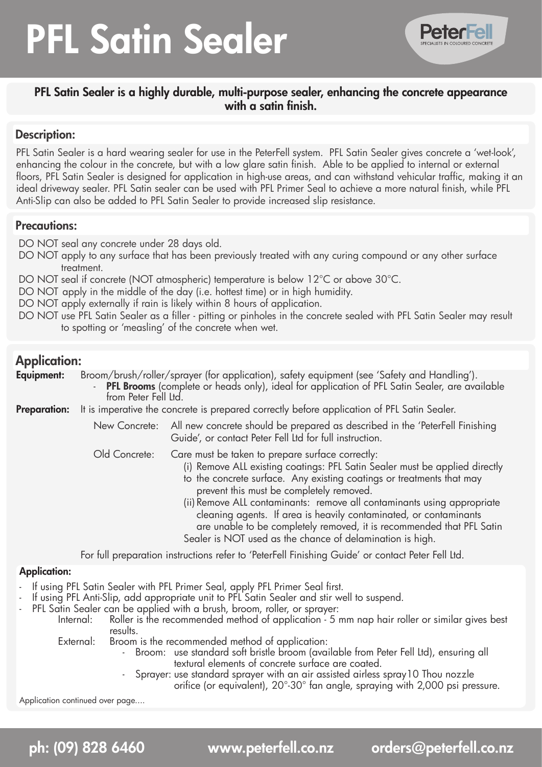# PFL Satin Sealer

**PFL Satin Sealer is a highly durable, multi-purpose sealer, enhancing the concrete appearance with a satin finish.**

## Description:

PFL Satin Sealer is a hard wearing sealer for use in the PeterFell system. PFL Satin Sealer gives concrete a 'wet-look', enhancing the colour in the concrete, but with a low glare satin finish. Able to be applied to internal or external floors, PFL Satin Sealer is designed for application in high-use areas, and can withstand vehicular traffic, making it an ideal driveway sealer. PFL Satin sealer can be used with PFL Primer Seal to achieve a more natural finish, while PFL Anti-Slip can also be added to PFL Satin Sealer to provide increased slip resistance.

## Precautions:

- DO NOT seal any concrete under 28 days old.
- DO NOT apply to any surface that has been previously treated with any curing compound or any other surface treatment.
- DO NOT seal if concrete (NOT atmospheric) temperature is below 12°C or above 30°C.
- DO NOT apply in the middle of the day (i.e. hottest time) or in high humidity.
- DO NOT apply externally if rain is likely within 8 hours of application.
- DO NOT use PFL Satin Sealer as a filler - pitting or pinholes in the concrete sealed with PFL Satin Sealer may result to spotting or 'measling' of the concrete when wet.

## Application:

**Equipment:** Broom/brush/roller/sprayer (for application), safety equipment (see 'Safety and Handling').
- **PFL Brooms** (complete or heads only), ideal for application of PFL Satin Sealer, are available from Peter Fell Ltd.

**Preparation:** It is imperative the concrete is prepared correctly before application of PFL Satin Sealer.

New Concrete: All new concrete should be prepared as described in the 'PeterFell Finishing Guide', or contact Peter Fell Ltd for full instruction.

Old Concrete: Care must be taken to prepare surface correctly:
- (i) Remove ALL existing coatings: PFL Satin Sealer must be applied directly to the concrete surface. Any existing coatings or treatments that may prevent this must be completely removed.
- (ii) Remove ALL contaminants: remove all contaminants using appropriate cleaning agents. If area is heavily contaminated, or contaminants are unable to be completely removed, it is recommended that PFL Satin Sealer is NOT used as the chance of delamination is high.

For full preparation instructions refer to 'PeterFell Finishing Guide' or contact Peter Fell Ltd.

### Application:

- If using PFL Satin Sealer with PFL Primer Seal, apply PFL Primer Seal first.
- If using PFL Anti-Slip, add appropriate unit to PFL Satin Sealer and stir well to suspend.
- PFL Satin Sealer can be applied with a brush, broom, roller, or sprayer:
  - Internal: Roller is the recommended method of application - 5 mm nap hair roller or similar gives best results.
  - External: Broom is the recommended method of application:
    - Broom: use standard soft bristle broom (available from Peter Fell Ltd), ensuring all textural elements of concrete surface are coated.
    - Sprayer: use standard sprayer with an air assisted airless spray10 Thou nozzle orifice (or equivalent), 20°-30° fan angle, spraying with 2,000 psi pressure.

Application continued over page....

ph: (09) 828 6460 www.peterfell.co.nz orders@peterfell.co.nz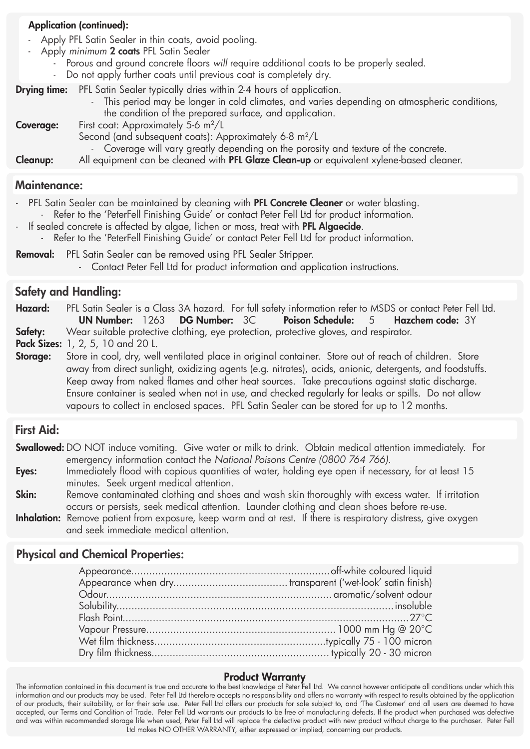**Application (continued):**

- Apply PFL Satin Sealer in thin coats, avoid pooling.
- Apply *minimum* **2 coats** PFL Satin Sealer
  - Porous and ground concrete floors *will* require additional coats to be properly sealed.
  - Do not apply further coats until previous coat is completely dry.

**Drying time:** PFL Satin Sealer typically dries within 2-4 hours of application.

- This period may be longer in cold climates, and varies depending on atmospheric conditions, the condition of the prepared surface, and application.

**Coverage:** First coat: Approximately 5-6 m$^2$/L

Second (and subsequent coats): Approximately 6-8 m$^2$/L

- Coverage will vary greatly depending on the porosity and texture of the concrete.

**Cleanup:** All equipment can be cleaned with **PFL Glaze Clean-up** or equivalent xylene-based cleaner.

## Maintenance:

- PFL Satin Sealer can be maintained by cleaning with **PFL Concrete Cleaner** or water blasting.
  - Refer to the 'PeterFell Finishing Guide' or contact Peter Fell Ltd for product information.
- If sealed concrete is affected by algae, lichen or moss, treat with **PFL Algaecide**.
  - Refer to the 'PeterFell Finishing Guide' or contact Peter Fell Ltd for product information.

**Removal:** PFL Satin Sealer can be removed using PFL Sealer Stripper.

- Contact Peter Fell Ltd for product information and application instructions.

## Safety and Handling:

**Hazard:** PFL Satin Sealer is a Class 3A hazard. For full safety information refer to MSDS or contact Peter Fell Ltd.

**UN Number:** 1263 **DG Number:** 3C **Poison Schedule:** 5 **Hazchem code:** 3Y

**Safety:** Wear suitable protective clothing, eye protection, protective gloves, and respirator.

**Pack Sizes:** 1, 2, 5, 10 and 20 L.

**Storage:** Store in cool, dry, well ventilated place in original container. Store out of reach of children. Store away from direct sunlight, oxidizing agents (e.g. nitrates), acids, anionic, detergents, and foodstuffs. Keep away from naked flames and other heat sources. Take precautions against static discharge. Ensure container is sealed when not in use, and checked regularly for leaks or spills. Do not allow vapours to collect in enclosed spaces. PFL Satin Sealer can be stored for up to 12 months.

## First Aid:

**Swallowed:** DO NOT induce vomiting. Give water or milk to drink. Obtain medical attention immediately. For emergency information contact the *National Poisons Centre (0800 764 766).*

**Eyes:** Immediately flood with copious quantities of water, holding eye open if necessary, for at least 15 minutes. Seek urgent medical attention.

**Skin:** Remove contaminated clothing and shoes and wash skin thoroughly with excess water. If irritation occurs or persists, seek medical attention. Launder clothing and clean shoes before re-use.

**Inhalation:** Remove patient from exposure, keep warm and at rest. If there is respiratory distress, give oxygen and seek immediate medical attention.

## Physical and Chemical Properties:

| | |
|---|---|
| Appearance | off-white coloured liquid |
| Appearance when dry | transparent ('wet-look' satin finish) |
| Odour | aromatic/solvent odour |
| Solubility | insoluble |
| Flash Point | 27°C |
| Vapour Pressure | 1000 mm Hg @ 20°C |
| Wet film thickness | typically 75 - 100 micron |
| Dry film thickness | typically 20 - 30 micron |

### Product Warranty

The information contained in this document is true and accurate to the best knowledge of Peter Fell Ltd. We cannot however anticipate all conditions under which this information and our products may be used. Peter Fell Ltd therefore accepts no responsibility and offers no warranty with respect to results obtained by the application of our products, their suitability, or for their safe use. Peter Fell Ltd offers our products for sale subject to, and 'The Customer' and all users are deemed to have accepted, our Terms and Condition of Trade. Peter Fell Ltd warrants our products to be free of manufacturing defects. If the product when purchased was defective and was within recommended storage life when used, Peter Fell Ltd will replace the defective product with new product without charge to the purchaser. Peter Fell Ltd makes NO OTHER WARRANTY, either expressed or implied, concerning our products.